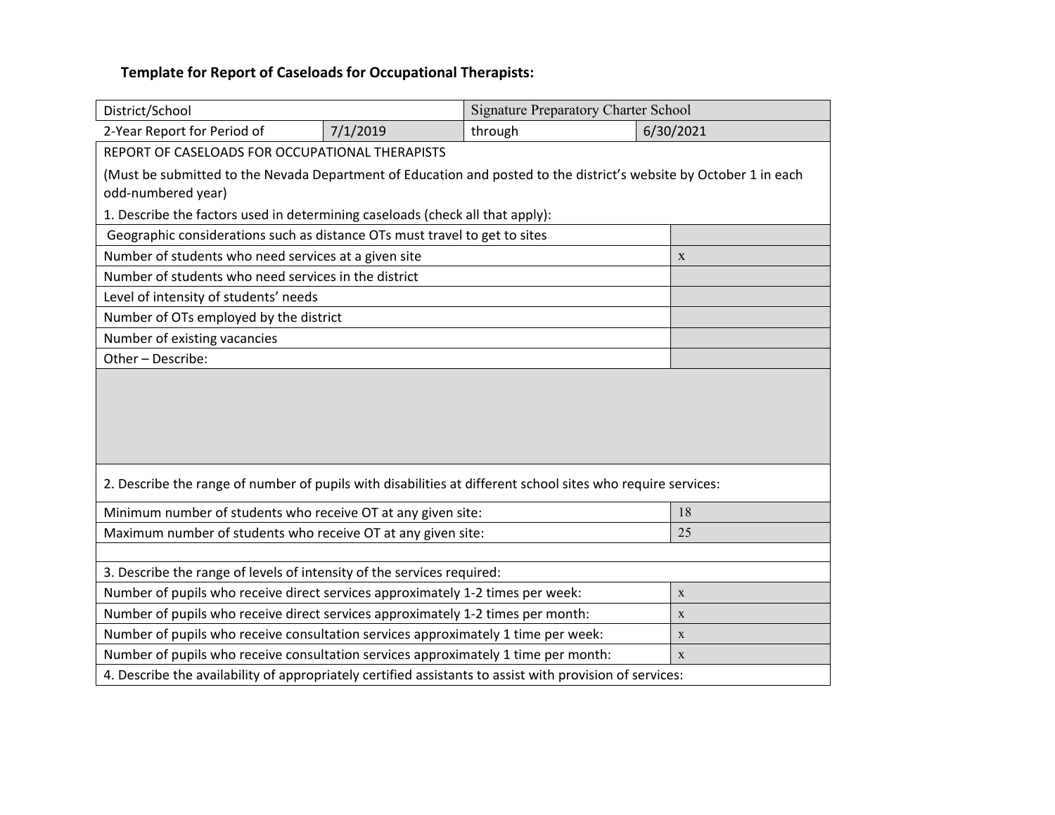**Template for Report of Caseloads for Occupational Therapists:**

| District/School | | Signature Preparatory Charter School | |
|---|---|---|---|
| 2-Year Report for Period of | 7/1/2019 | through | 6/30/2021 |

REPORT OF CASELOADS FOR OCCUPATIONAL THERAPISTS

(Must be submitted to the Nevada Department of Education and posted to the district's website by October 1 in each odd-numbered year)

1. Describe the factors used in determining caseloads (check all that apply):

| Factor | |
|---|---|
| Geographic considerations such as distance OTs must travel to get to sites | |
| Number of students who need services at a given site | x |
| Number of students who need services in the district | |
| Level of intensity of students' needs | |
| Number of OTs employed by the district | |
| Number of existing vacancies | |
| Other – Describe: | |

2. Describe the range of number of pupils with disabilities at different school sites who require services:

| | |
|---|---|
| Minimum number of students who receive OT at any given site: | 18 |
| Maximum number of students who receive OT at any given site: | 25 |

3. Describe the range of levels of intensity of the services required:

| | |
|---|---|
| Number of pupils who receive direct services approximately 1-2 times per week: | x |
| Number of pupils who receive direct services approximately 1-2 times per month: | x |
| Number of pupils who receive consultation services approximately 1 time per week: | x |
| Number of pupils who receive consultation services approximately 1 time per month: | x |

4. Describe the availability of appropriately certified assistants to assist with provision of services: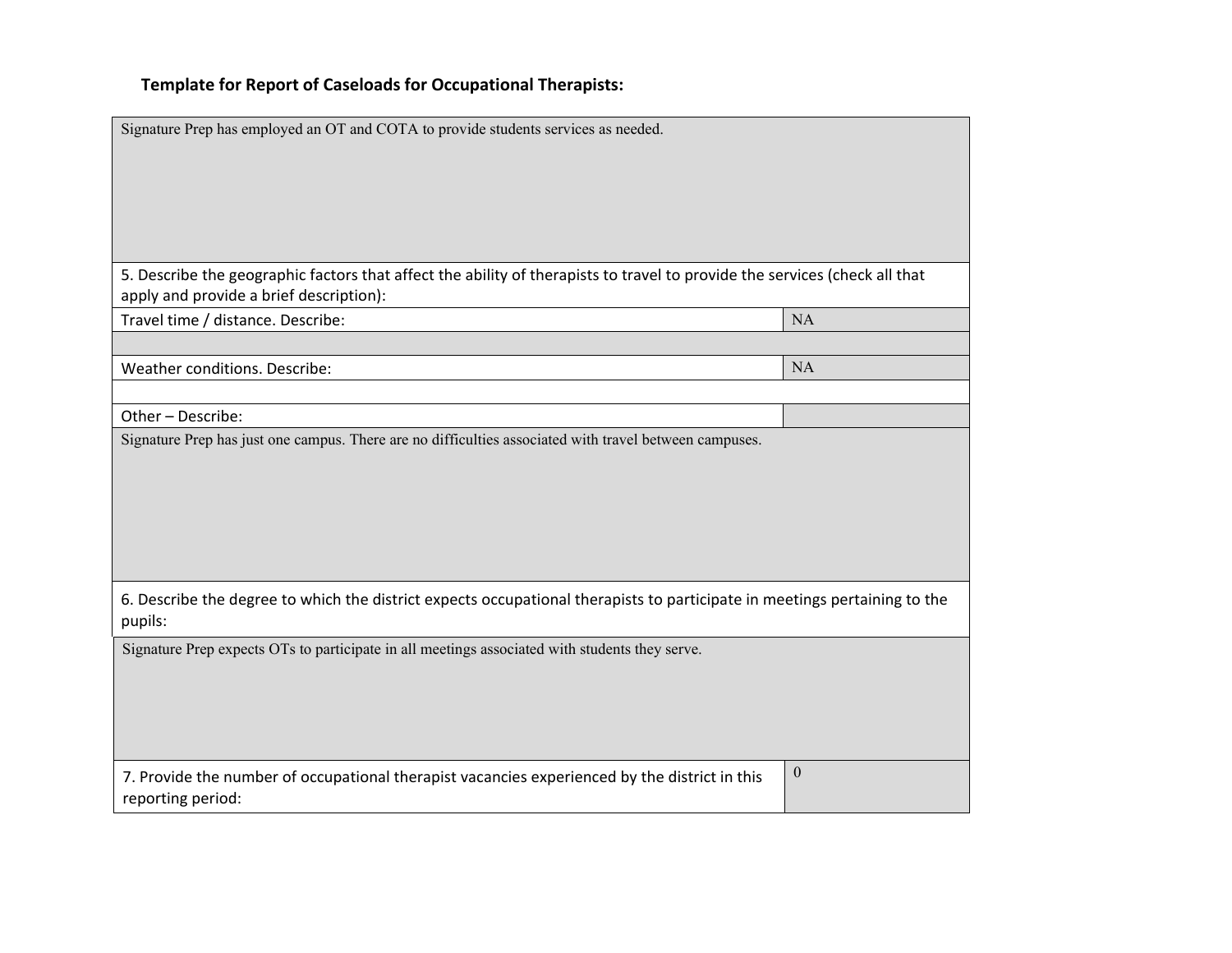**Template for Report of Caseloads for Occupational Therapists:**

| | |
|---|---|
| Signature Prep has employed an OT and COTA to provide students services as needed. | |
| 5. Describe the geographic factors that affect the ability of therapists to travel to provide the services (check all that apply and provide a brief description): | |
| Travel time / distance. Describe: | NA |
| | |
| Weather conditions. Describe: | NA |
| | |
| Other – Describe: | |
| Signature Prep has just one campus. There are no difficulties associated with travel between campuses. | |
| 6. Describe the degree to which the district expects occupational therapists to participate in meetings pertaining to the pupils: | |
| Signature Prep expects OTs to participate in all meetings associated with students they serve. | |
| 7. Provide the number of occupational therapist vacancies experienced by the district in this reporting period: | 0 |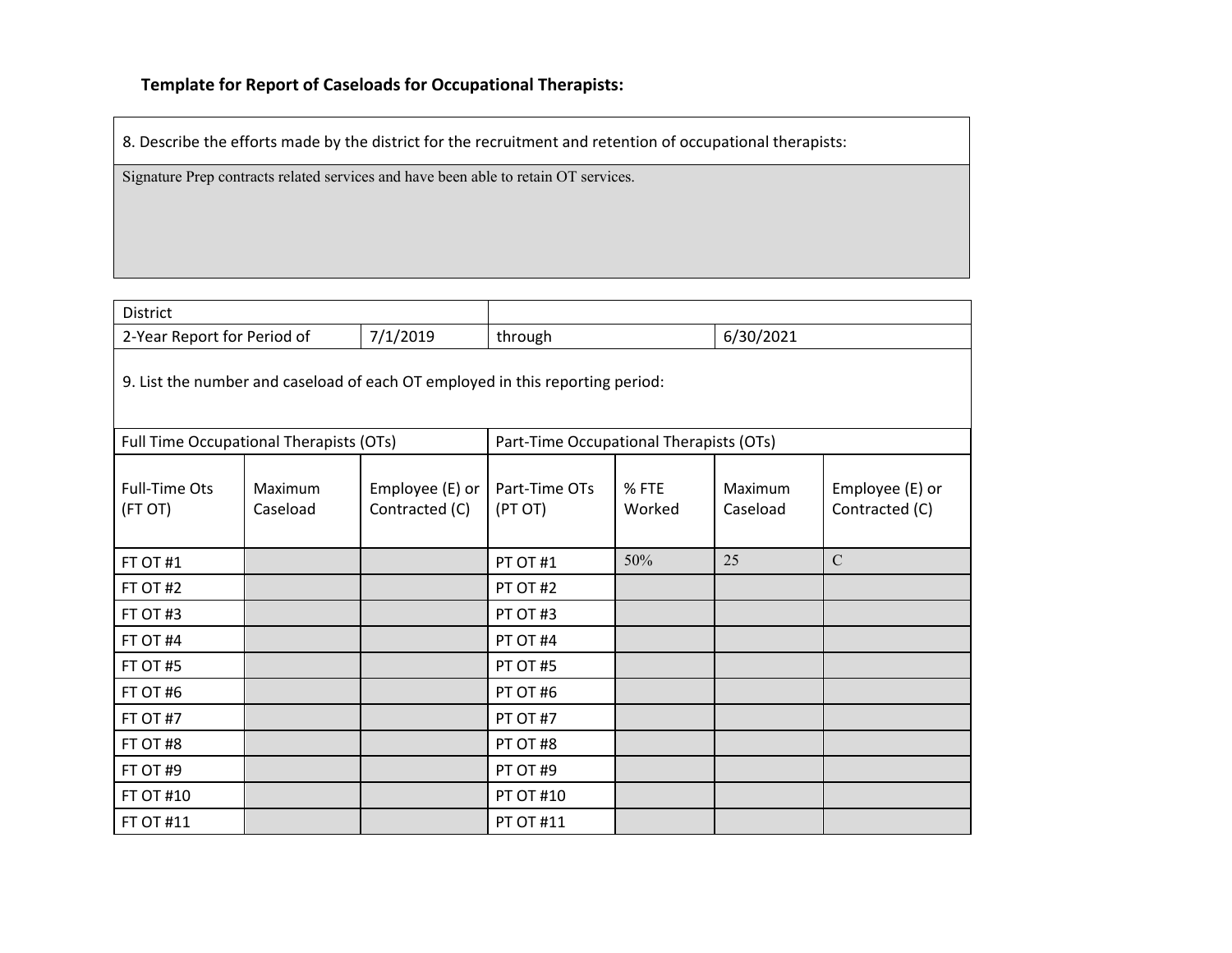**Template for Report of Caseloads for Occupational Therapists:**

| 8. Describe the efforts made by the district for the recruitment and retention of occupational therapists: |
|---|
| Signature Prep contracts related services and have been able to retain OT services. |

| District | | | | | | |
|---|---|---|---|---|---|---|
| 2-Year Report for Period of | 7/1/2019 | through | | 6/30/2021 | | |
| 9. List the number and caseload of each OT employed in this reporting period: | | | | | | |
| Full Time Occupational Therapists (OTs) | | | Part-Time Occupational Therapists (OTs) | | | |
| Full-Time Ots (FT OT) | Maximum Caseload | Employee (E) or Contracted (C) | Part-Time OTs (PT OT) | % FTE Worked | Maximum Caseload | Employee (E) or Contracted (C) |
| FT OT #1 | | | PT OT #1 | 50% | 25 | C |
| FT OT #2 | | | PT OT #2 | | | |
| FT OT #3 | | | PT OT #3 | | | |
| FT OT #4 | | | PT OT #4 | | | |
| FT OT #5 | | | PT OT #5 | | | |
| FT OT #6 | | | PT OT #6 | | | |
| FT OT #7 | | | PT OT #7 | | | |
| FT OT #8 | | | PT OT #8 | | | |
| FT OT #9 | | | PT OT #9 | | | |
| FT OT #10 | | | PT OT #10 | | | |
| FT OT #11 | | | PT OT #11 | | | |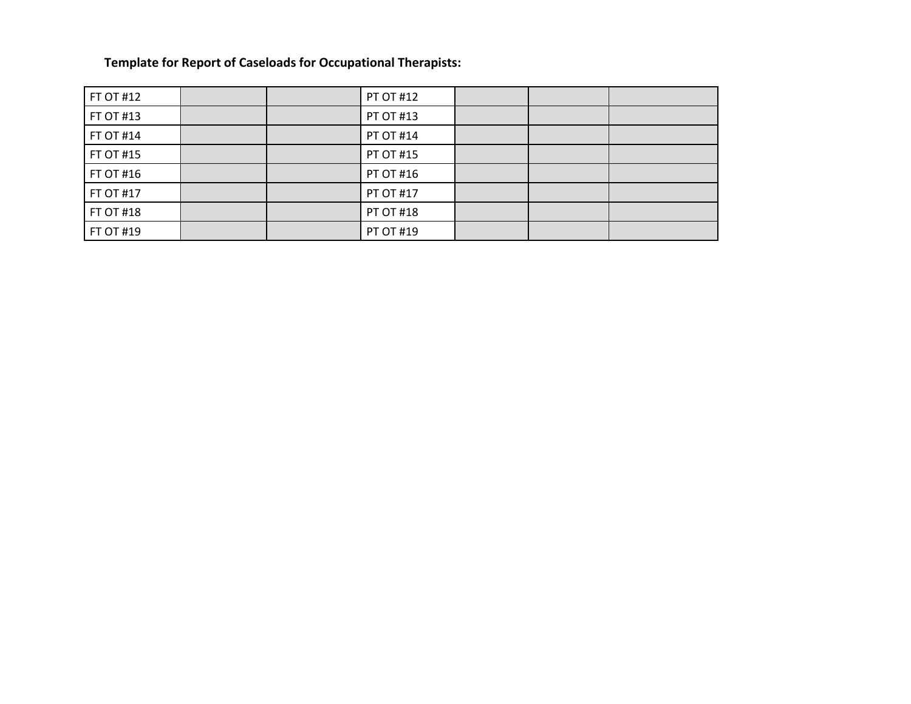**Template for Report of Caseloads for Occupational Therapists:**

| | | | | | | |
|---|---|---|---|---|---|---|
| FT OT #12 | | | PT OT #12 | | | |
| FT OT #13 | | | PT OT #13 | | | |
| FT OT #14 | | | PT OT #14 | | | |
| FT OT #15 | | | PT OT #15 | | | |
| FT OT #16 | | | PT OT #16 | | | |
| FT OT #17 | | | PT OT #17 | | | |
| FT OT #18 | | | PT OT #18 | | | |
| FT OT #19 | | | PT OT #19 | | | |